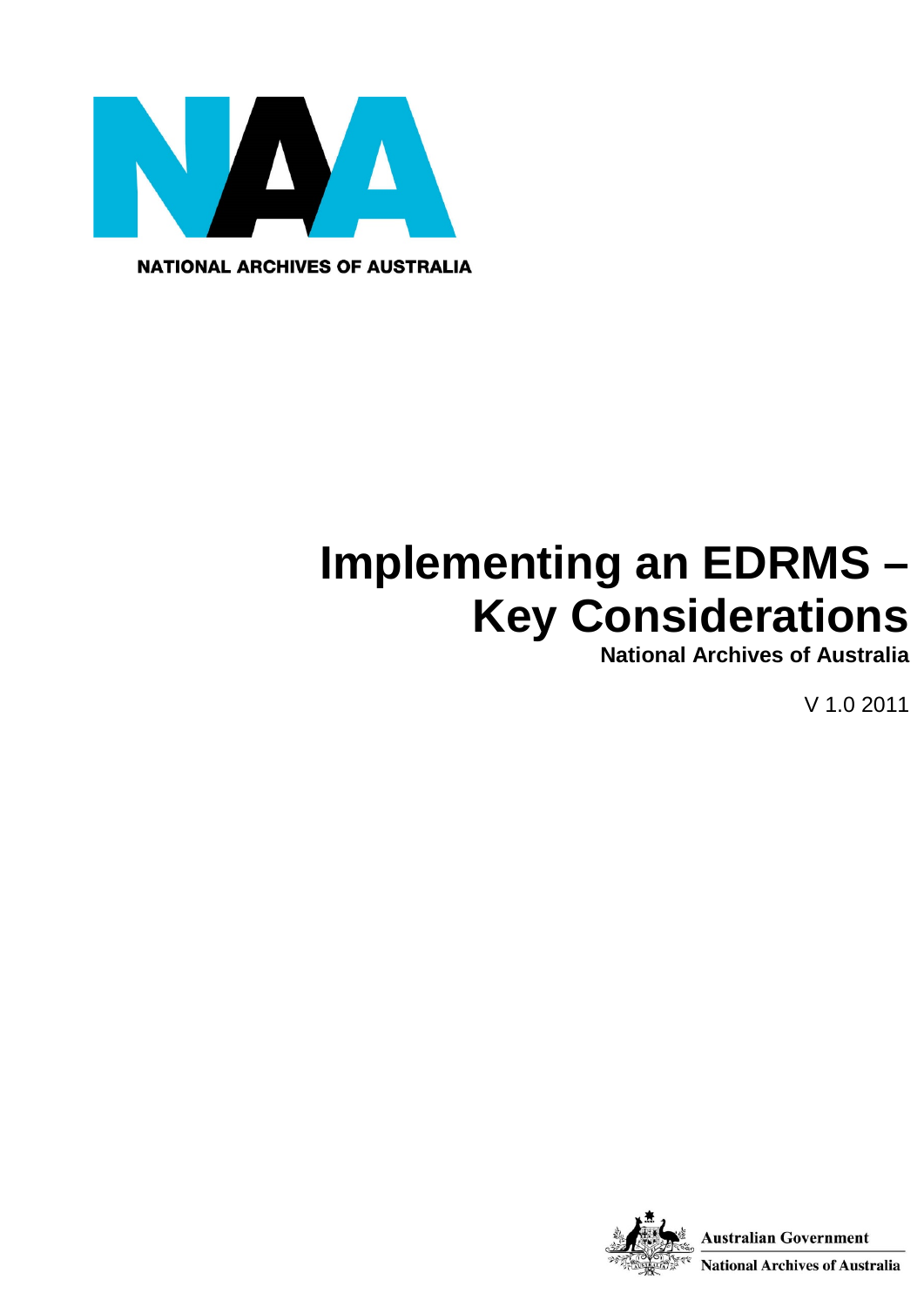NATIONAL ARCHIVES OF AUSTRALIA

# Implementing an EDRMS – Key Considerations

**National Archives of Australia**

V 1.0 2011

**Australian Government**

**National Archives of Australia**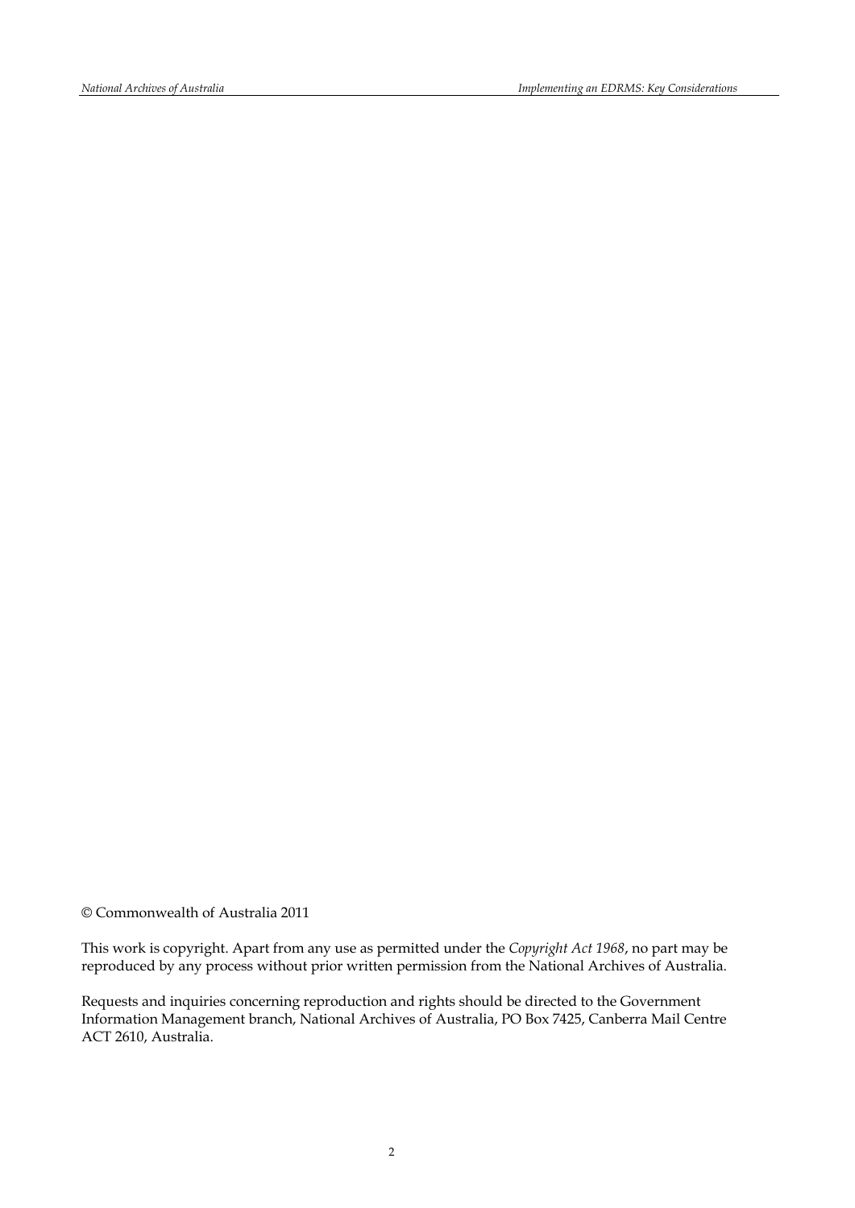© Commonwealth of Australia 2011

This work is copyright. Apart from any use as permitted under the *Copyright Act 1968*, no part may be reproduced by any process without prior written permission from the National Archives of Australia.

Requests and inquiries concerning reproduction and rights should be directed to the Government Information Management branch, National Archives of Australia, PO Box 7425, Canberra Mail Centre ACT 2610, Australia.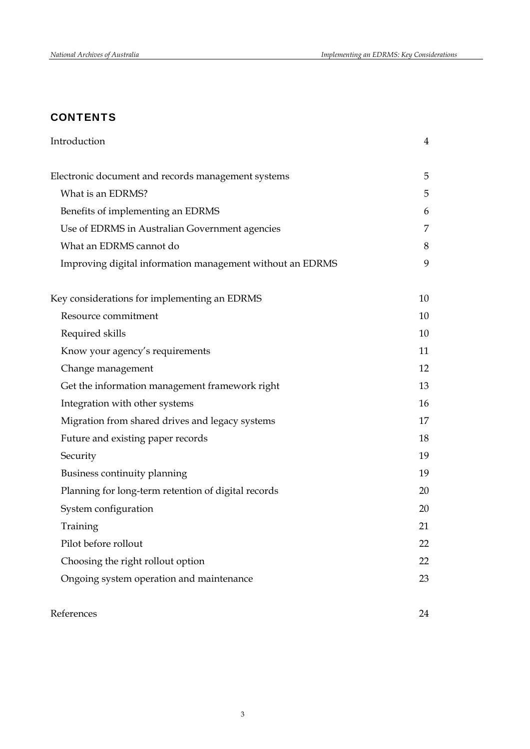## CONTENTS

| | |
|---|---|
| Introduction | 4 |
| Electronic document and records management systems | 5 |
| What is an EDRMS? | 5 |
| Benefits of implementing an EDRMS | 6 |
| Use of EDRMS in Australian Government agencies | 7 |
| What an EDRMS cannot do | 8 |
| Improving digital information management without an EDRMS | 9 |
| Key considerations for implementing an EDRMS | 10 |
| Resource commitment | 10 |
| Required skills | 10 |
| Know your agency's requirements | 11 |
| Change management | 12 |
| Get the information management framework right | 13 |
| Integration with other systems | 16 |
| Migration from shared drives and legacy systems | 17 |
| Future and existing paper records | 18 |
| Security | 19 |
| Business continuity planning | 19 |
| Planning for long-term retention of digital records | 20 |
| System configuration | 20 |
| Training | 21 |
| Pilot before rollout | 22 |
| Choosing the right rollout option | 22 |
| Ongoing system operation and maintenance | 23 |
| References | 24 |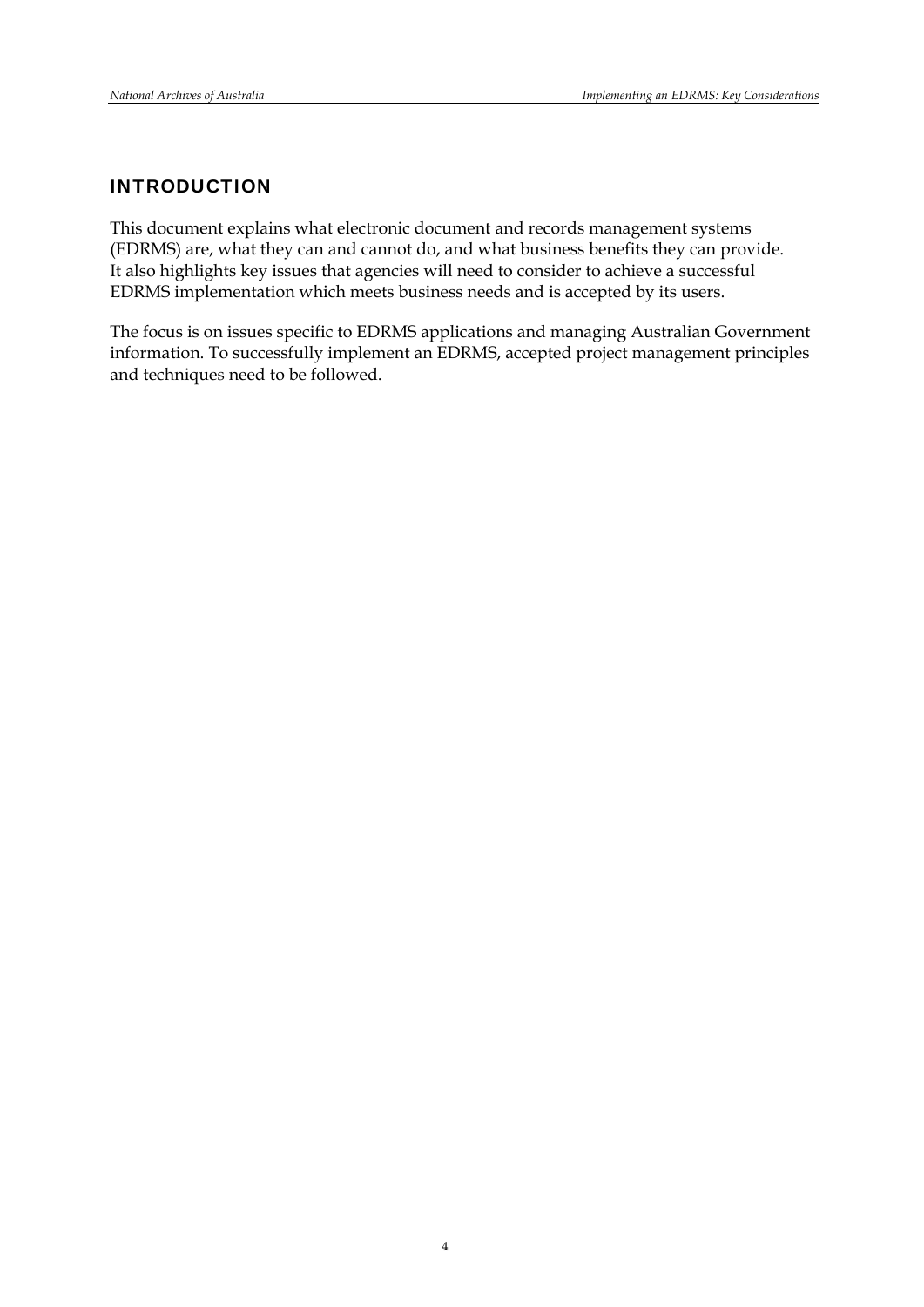## INTRODUCTION

This document explains what electronic document and records management systems (EDRMS) are, what they can and cannot do, and what business benefits they can provide. It also highlights key issues that agencies will need to consider to achieve a successful EDRMS implementation which meets business needs and is accepted by its users.

The focus is on issues specific to EDRMS applications and managing Australian Government information. To successfully implement an EDRMS, accepted project management principles and techniques need to be followed.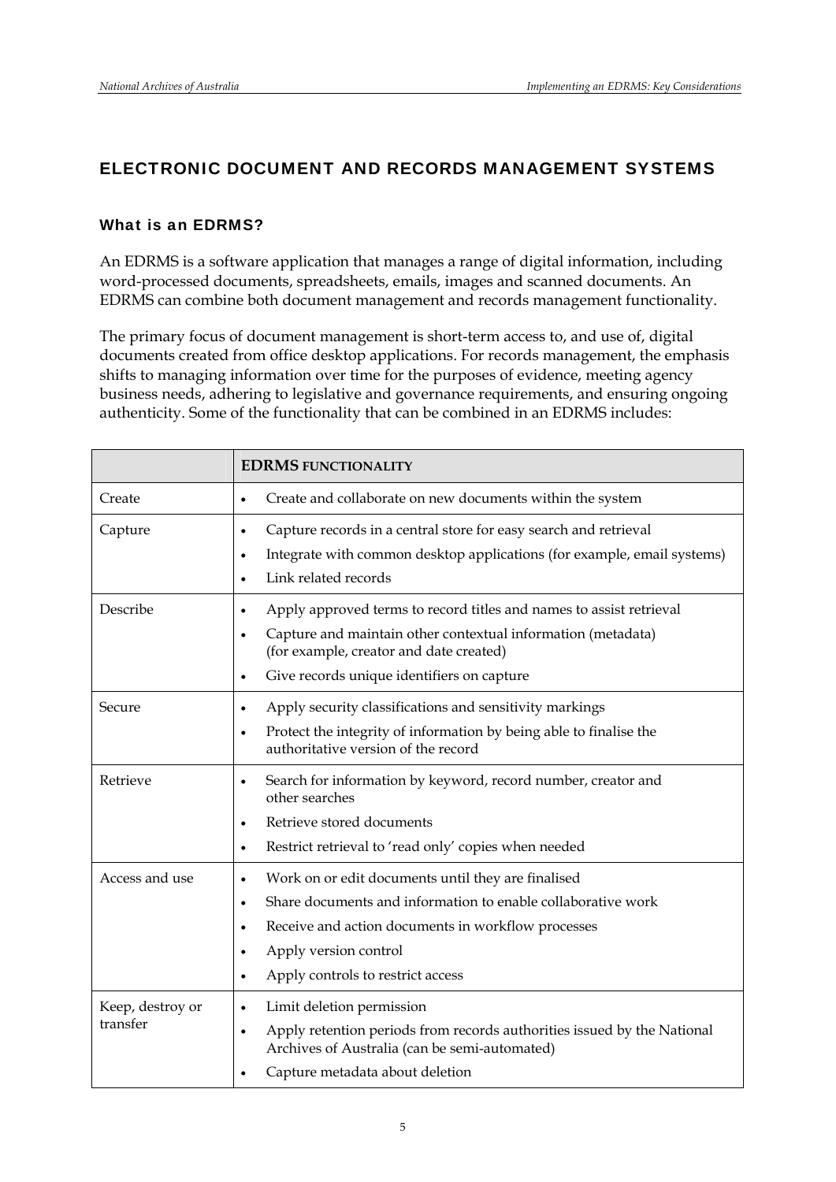## ELECTRONIC DOCUMENT AND RECORDS MANAGEMENT SYSTEMS

### What is an EDRMS?

An EDRMS is a software application that manages a range of digital information, including word-processed documents, spreadsheets, emails, images and scanned documents. An EDRMS can combine both document management and records management functionality.

The primary focus of document management is short-term access to, and use of, digital documents created from office desktop applications. For records management, the emphasis shifts to managing information over time for the purposes of evidence, meeting agency business needs, adhering to legislative and governance requirements, and ensuring ongoing authenticity. Some of the functionality that can be combined in an EDRMS includes:

| | **EDRMS FUNCTIONALITY** |
|---|---|
| Create | • Create and collaborate on new documents within the system |
| Capture | • Capture records in a central store for easy search and retrieval<br>• Integrate with common desktop applications (for example, email systems)<br>• Link related records |
| Describe | • Apply approved terms to record titles and names to assist retrieval<br>• Capture and maintain other contextual information (metadata) (for example, creator and date created)<br>• Give records unique identifiers on capture |
| Secure | • Apply security classifications and sensitivity markings<br>• Protect the integrity of information by being able to finalise the authoritative version of the record |
| Retrieve | • Search for information by keyword, record number, creator and other searches<br>• Retrieve stored documents<br>• Restrict retrieval to 'read only' copies when needed |
| Access and use | • Work on or edit documents until they are finalised<br>• Share documents and information to enable collaborative work<br>• Receive and action documents in workflow processes<br>• Apply version control<br>• Apply controls to restrict access |
| Keep, destroy or transfer | • Limit deletion permission<br>• Apply retention periods from records authorities issued by the National Archives of Australia (can be semi-automated)<br>• Capture metadata about deletion |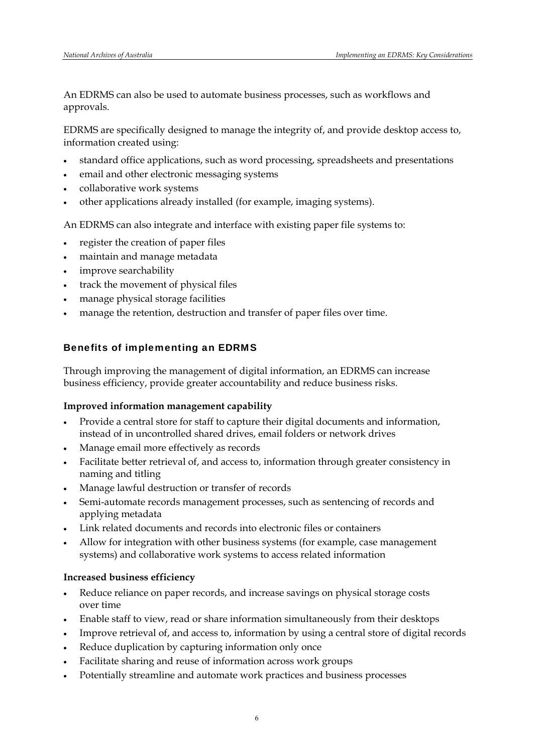An EDRMS can also be used to automate business processes, such as workflows and approvals.

EDRMS are specifically designed to manage the integrity of, and provide desktop access to, information created using:

- standard office applications, such as word processing, spreadsheets and presentations
- email and other electronic messaging systems
- collaborative work systems
- other applications already installed (for example, imaging systems).

An EDRMS can also integrate and interface with existing paper file systems to:

- register the creation of paper files
- maintain and manage metadata
- improve searchability
- track the movement of physical files
- manage physical storage facilities
- manage the retention, destruction and transfer of paper files over time.

## Benefits of implementing an EDRMS

Through improving the management of digital information, an EDRMS can increase business efficiency, provide greater accountability and reduce business risks.

**Improved information management capability**

- Provide a central store for staff to capture their digital documents and information, instead of in uncontrolled shared drives, email folders or network drives
- Manage email more effectively as records
- Facilitate better retrieval of, and access to, information through greater consistency in naming and titling
- Manage lawful destruction or transfer of records
- Semi-automate records management processes, such as sentencing of records and applying metadata
- Link related documents and records into electronic files or containers
- Allow for integration with other business systems (for example, case management systems) and collaborative work systems to access related information

**Increased business efficiency**

- Reduce reliance on paper records, and increase savings on physical storage costs over time
- Enable staff to view, read or share information simultaneously from their desktops
- Improve retrieval of, and access to, information by using a central store of digital records
- Reduce duplication by capturing information only once
- Facilitate sharing and reuse of information across work groups
- Potentially streamline and automate work practices and business processes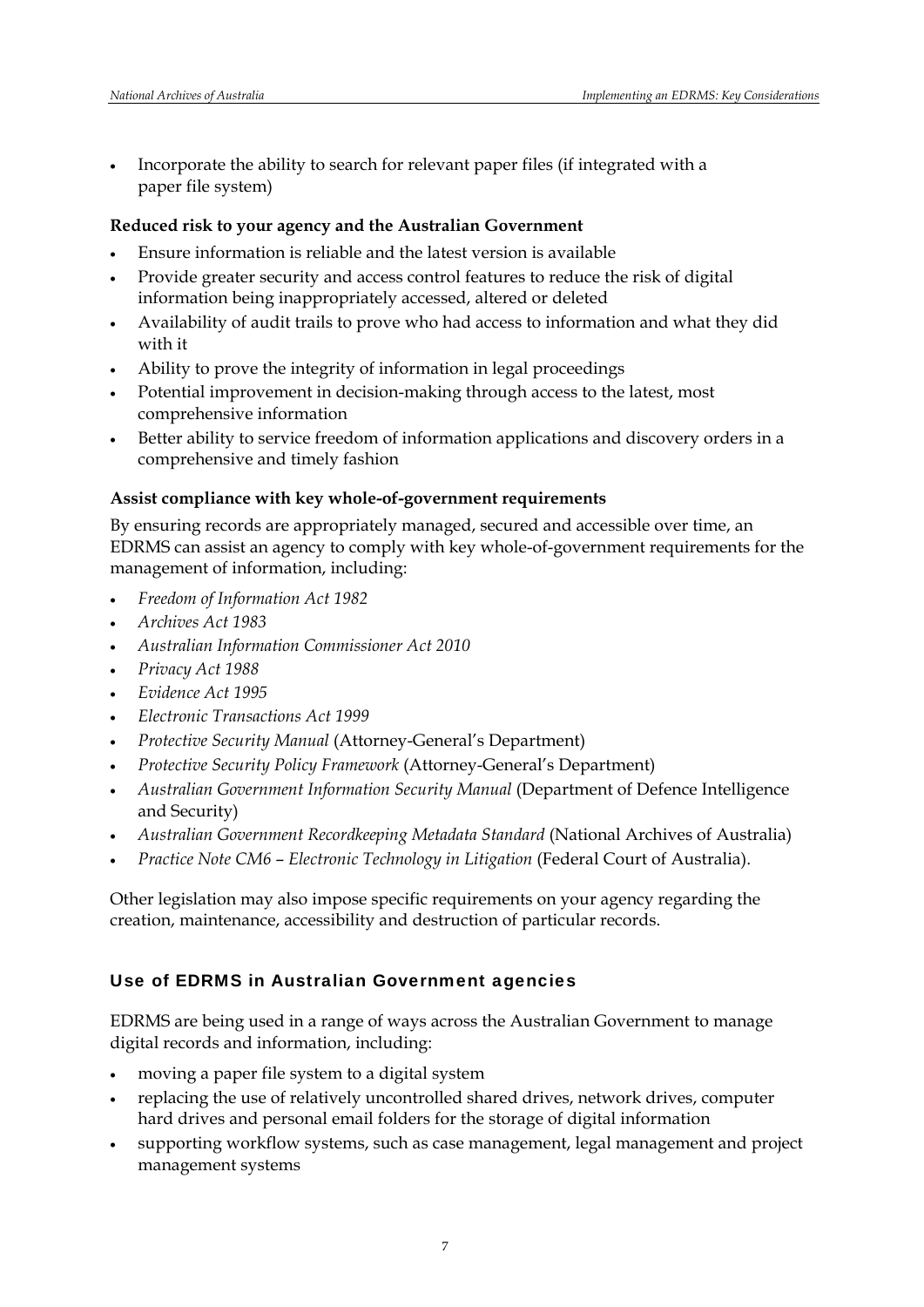- Incorporate the ability to search for relevant paper files (if integrated with a paper file system)

**Reduced risk to your agency and the Australian Government**

- Ensure information is reliable and the latest version is available
- Provide greater security and access control features to reduce the risk of digital information being inappropriately accessed, altered or deleted
- Availability of audit trails to prove who had access to information and what they did with it
- Ability to prove the integrity of information in legal proceedings
- Potential improvement in decision-making through access to the latest, most comprehensive information
- Better ability to service freedom of information applications and discovery orders in a comprehensive and timely fashion

**Assist compliance with key whole-of-government requirements**

By ensuring records are appropriately managed, secured and accessible over time, an EDRMS can assist an agency to comply with key whole-of-government requirements for the management of information, including:

- *Freedom of Information Act 1982*
- *Archives Act 1983*
- *Australian Information Commissioner Act 2010*
- *Privacy Act 1988*
- *Evidence Act 1995*
- *Electronic Transactions Act 1999*
- *Protective Security Manual* (Attorney-General's Department)
- *Protective Security Policy Framework* (Attorney-General's Department)
- *Australian Government Information Security Manual* (Department of Defence Intelligence and Security)
- *Australian Government Recordkeeping Metadata Standard* (National Archives of Australia)
- *Practice Note CM6 – Electronic Technology in Litigation* (Federal Court of Australia).

Other legislation may also impose specific requirements on your agency regarding the creation, maintenance, accessibility and destruction of particular records.

### Use of EDRMS in Australian Government agencies

EDRMS are being used in a range of ways across the Australian Government to manage digital records and information, including:

- moving a paper file system to a digital system
- replacing the use of relatively uncontrolled shared drives, network drives, computer hard drives and personal email folders for the storage of digital information
- supporting workflow systems, such as case management, legal management and project management systems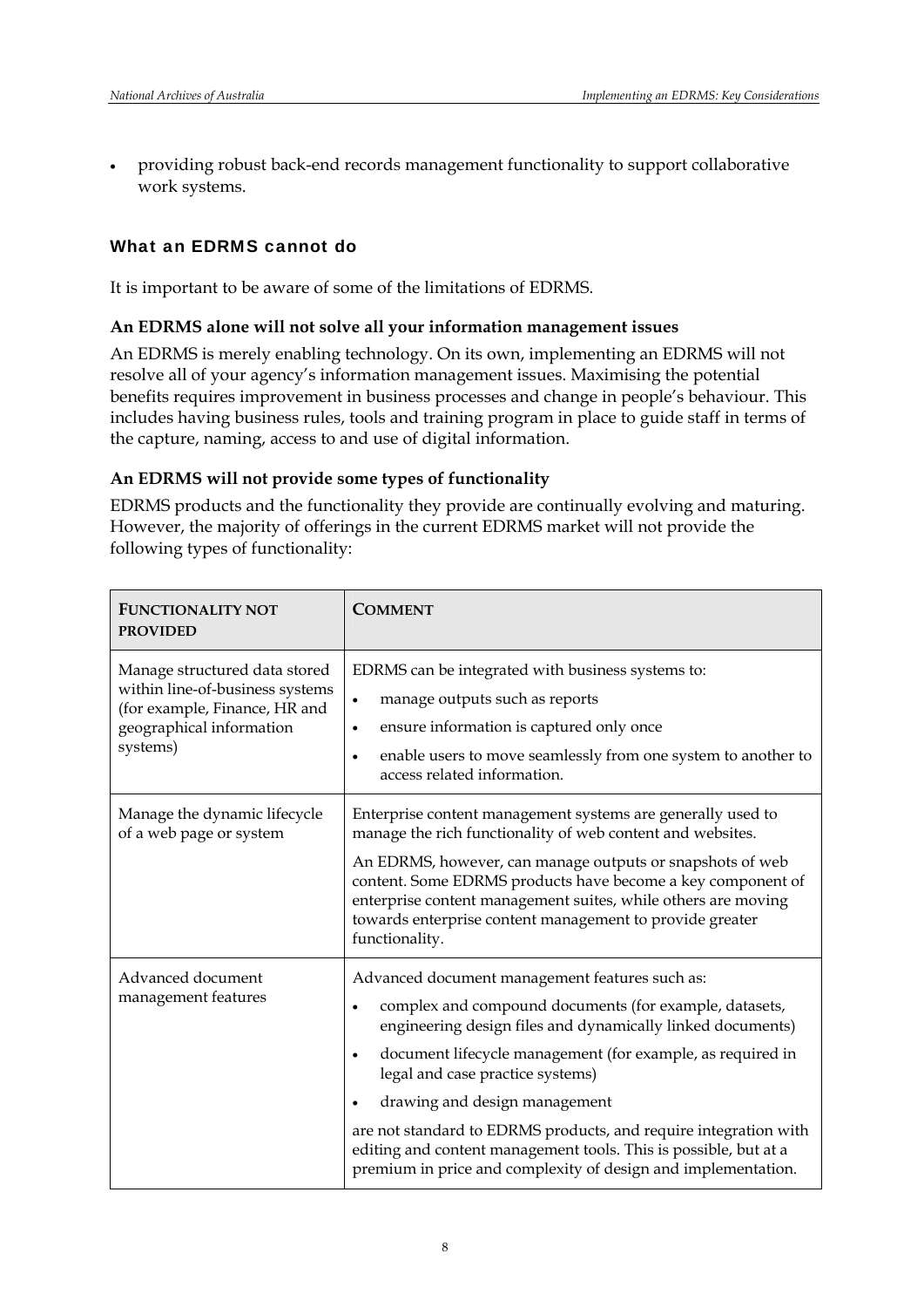- providing robust back-end records management functionality to support collaborative work systems.

## What an EDRMS cannot do

It is important to be aware of some of the limitations of EDRMS.

### An EDRMS alone will not solve all your information management issues

An EDRMS is merely enabling technology. On its own, implementing an EDRMS will not resolve all of your agency's information management issues. Maximising the potential benefits requires improvement in business processes and change in people's behaviour. This includes having business rules, tools and training program in place to guide staff in terms of the capture, naming, access to and use of digital information.

### An EDRMS will not provide some types of functionality

EDRMS products and the functionality they provide are continually evolving and maturing. However, the majority of offerings in the current EDRMS market will not provide the following types of functionality:

| FUNCTIONALITY NOT PROVIDED | COMMENT |
|---|---|
| Manage structured data stored within line-of-business systems (for example, Finance, HR and geographical information systems) | EDRMS can be integrated with business systems to:<br>• manage outputs such as reports<br>• ensure information is captured only once<br>• enable users to move seamlessly from one system to another to access related information. |
| Manage the dynamic lifecycle of a web page or system | Enterprise content management systems are generally used to manage the rich functionality of web content and websites.<br>An EDRMS, however, can manage outputs or snapshots of web content. Some EDRMS products have become a key component of enterprise content management suites, while others are moving towards enterprise content management to provide greater functionality. |
| Advanced document management features | Advanced document management features such as:<br>• complex and compound documents (for example, datasets, engineering design files and dynamically linked documents)<br>• document lifecycle management (for example, as required in legal and case practice systems)<br>• drawing and design management<br>are not standard to EDRMS products, and require integration with editing and content management tools. This is possible, but at a premium in price and complexity of design and implementation. |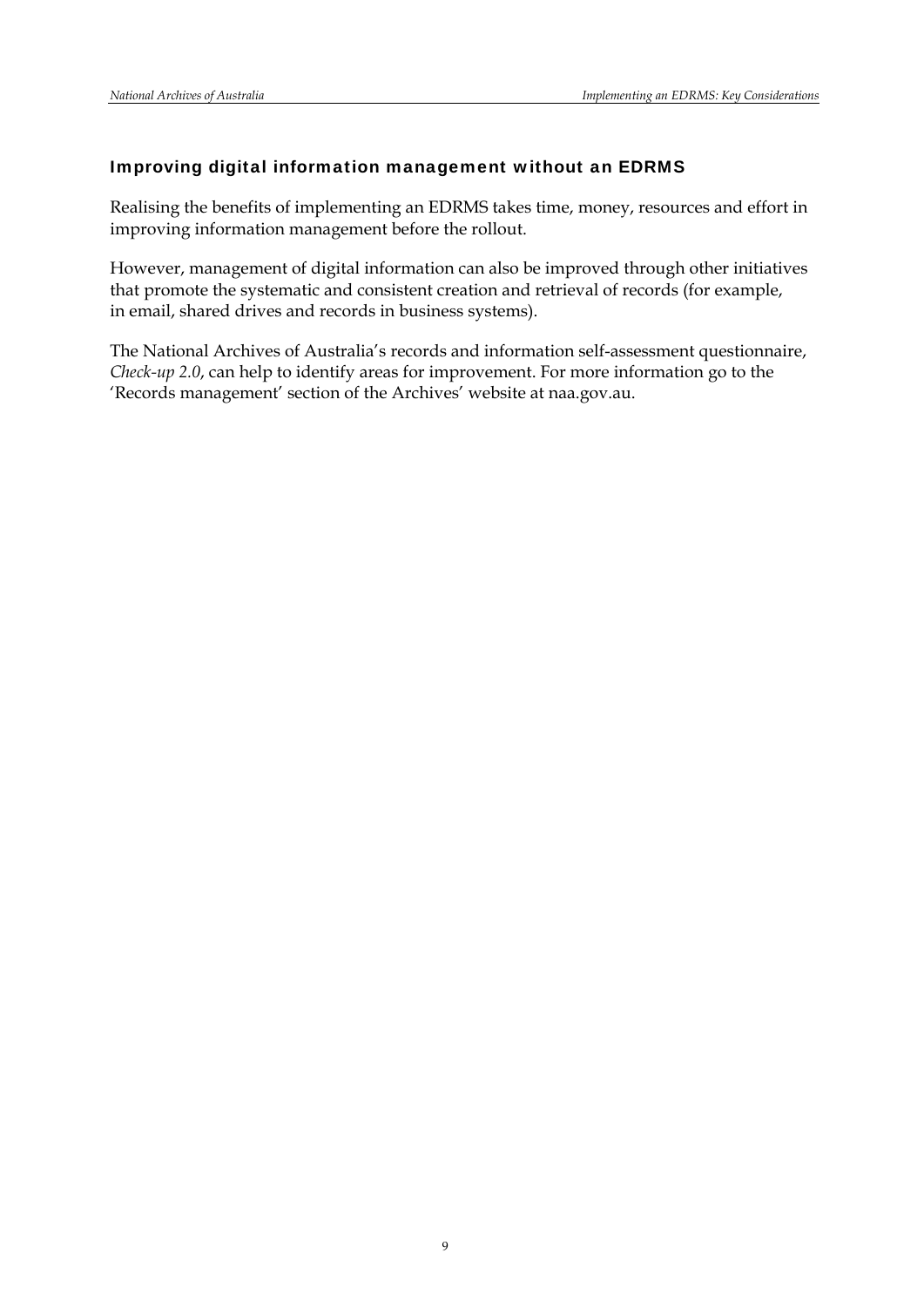### Improving digital information management without an EDRMS

Realising the benefits of implementing an EDRMS takes time, money, resources and effort in improving information management before the rollout.

However, management of digital information can also be improved through other initiatives that promote the systematic and consistent creation and retrieval of records (for example, in email, shared drives and records in business systems).

The National Archives of Australia's records and information self-assessment questionnaire, *Check-up 2.0*, can help to identify areas for improvement. For more information go to the 'Records management' section of the Archives' website at naa.gov.au.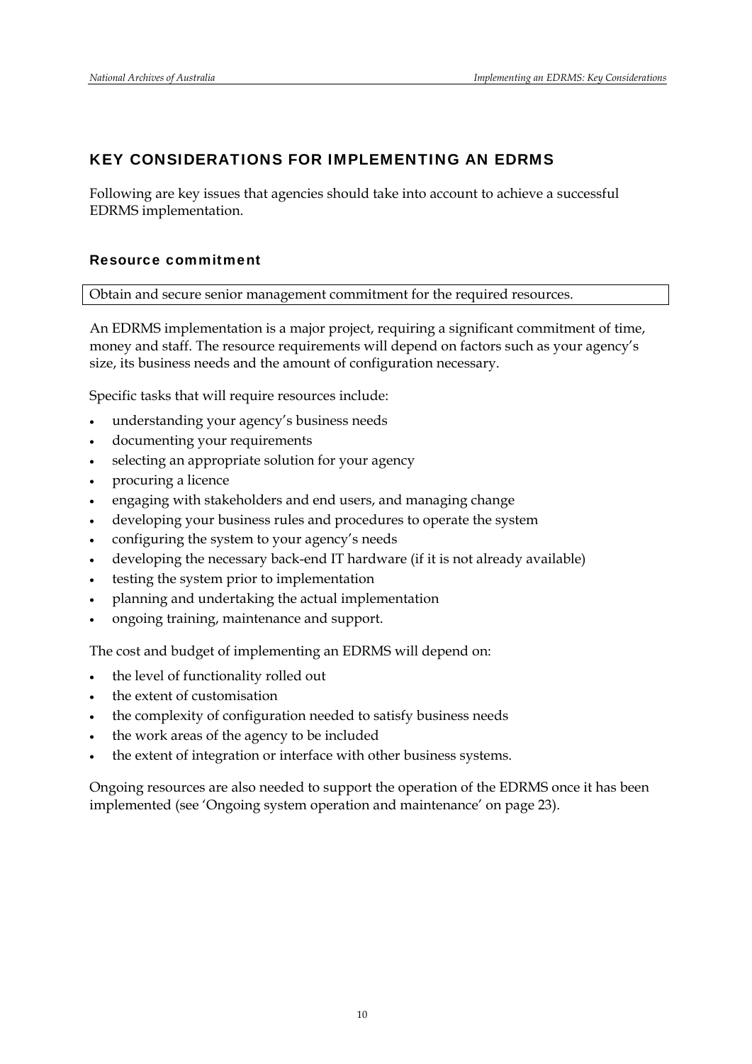## KEY CONSIDERATIONS FOR IMPLEMENTING AN EDRMS

Following are key issues that agencies should take into account to achieve a successful EDRMS implementation.

### Resource commitment

Obtain and secure senior management commitment for the required resources.

An EDRMS implementation is a major project, requiring a significant commitment of time, money and staff. The resource requirements will depend on factors such as your agency's size, its business needs and the amount of configuration necessary.

Specific tasks that will require resources include:

- understanding your agency's business needs
- documenting your requirements
- selecting an appropriate solution for your agency
- procuring a licence
- engaging with stakeholders and end users, and managing change
- developing your business rules and procedures to operate the system
- configuring the system to your agency's needs
- developing the necessary back-end IT hardware (if it is not already available)
- testing the system prior to implementation
- planning and undertaking the actual implementation
- ongoing training, maintenance and support.

The cost and budget of implementing an EDRMS will depend on:

- the level of functionality rolled out
- the extent of customisation
- the complexity of configuration needed to satisfy business needs
- the work areas of the agency to be included
- the extent of integration or interface with other business systems.

Ongoing resources are also needed to support the operation of the EDRMS once it has been implemented (see 'Ongoing system operation and maintenance' on page 23).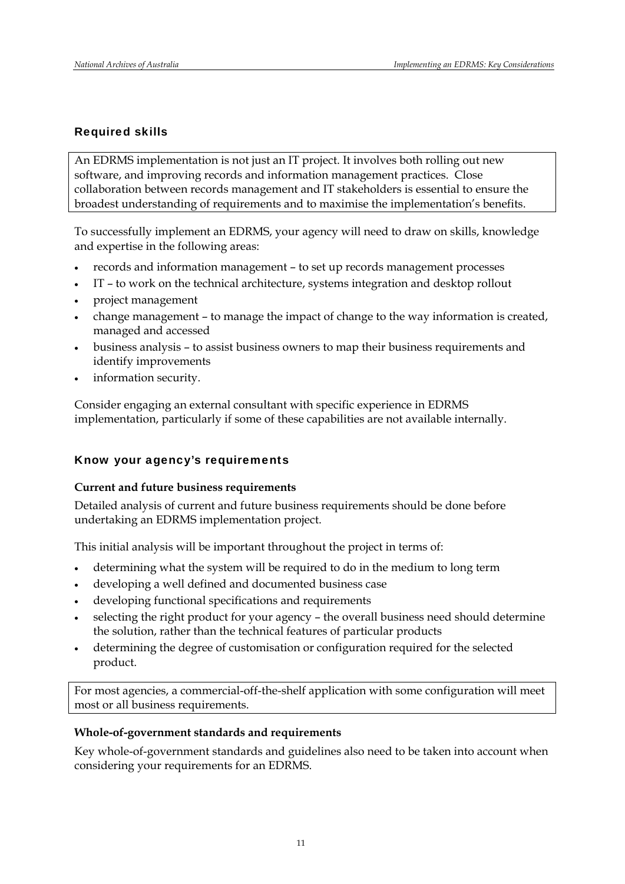## Required skills

An EDRMS implementation is not just an IT project. It involves both rolling out new software, and improving records and information management practices. Close collaboration between records management and IT stakeholders is essential to ensure the broadest understanding of requirements and to maximise the implementation's benefits.

To successfully implement an EDRMS, your agency will need to draw on skills, knowledge and expertise in the following areas:

- records and information management – to set up records management processes
- IT – to work on the technical architecture, systems integration and desktop rollout
- project management
- change management – to manage the impact of change to the way information is created, managed and accessed
- business analysis – to assist business owners to map their business requirements and identify improvements
- information security.

Consider engaging an external consultant with specific experience in EDRMS implementation, particularly if some of these capabilities are not available internally.

## Know your agency's requirements

### Current and future business requirements

Detailed analysis of current and future business requirements should be done before undertaking an EDRMS implementation project.

This initial analysis will be important throughout the project in terms of:

- determining what the system will be required to do in the medium to long term
- developing a well defined and documented business case
- developing functional specifications and requirements
- selecting the right product for your agency – the overall business need should determine the solution, rather than the technical features of particular products
- determining the degree of customisation or configuration required for the selected product.

For most agencies, a commercial-off-the-shelf application with some configuration will meet most or all business requirements.

### Whole-of-government standards and requirements

Key whole-of-government standards and guidelines also need to be taken into account when considering your requirements for an EDRMS.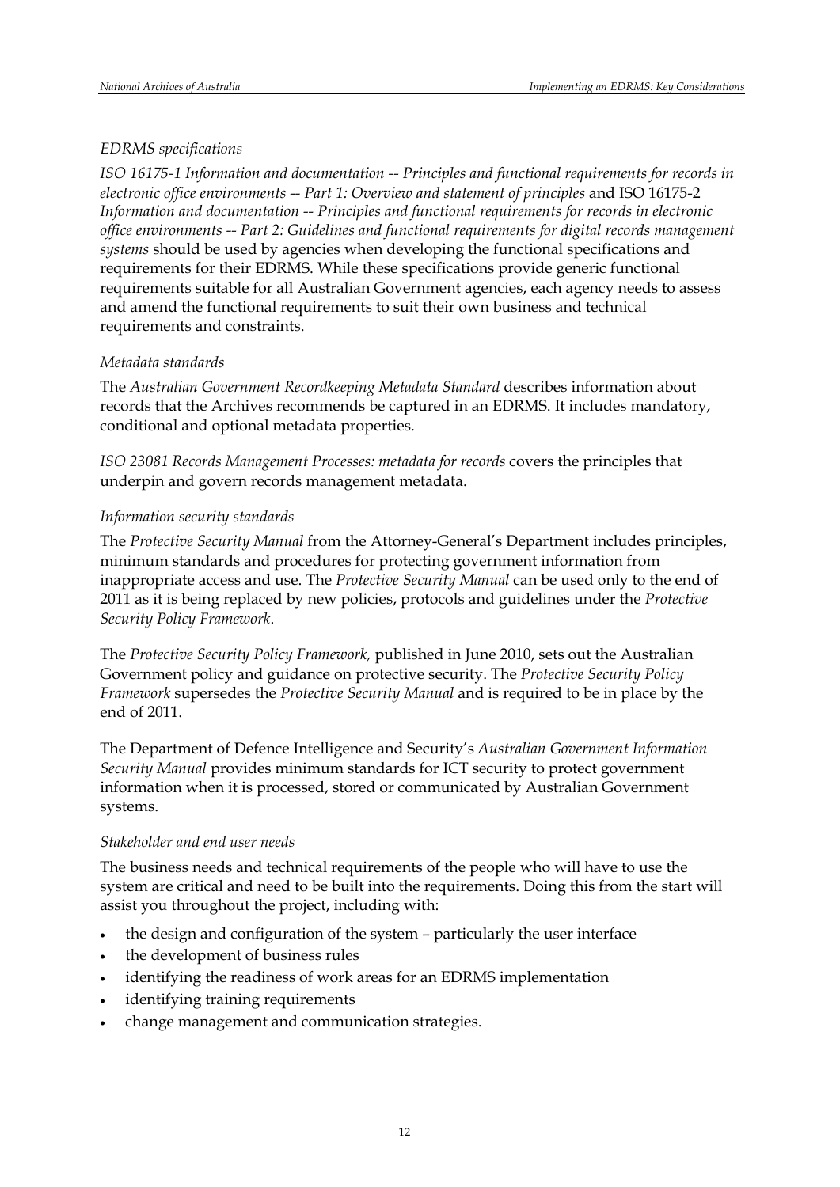*EDRMS specifications*

*ISO 16175-1 Information and documentation -- Principles and functional requirements for records in electronic office environments -- Part 1: Overview and statement of principles* and ISO 16175-2 *Information and documentation -- Principles and functional requirements for records in electronic office environments -- Part 2: Guidelines and functional requirements for digital records management systems* should be used by agencies when developing the functional specifications and requirements for their EDRMS. While these specifications provide generic functional requirements suitable for all Australian Government agencies, each agency needs to assess and amend the functional requirements to suit their own business and technical requirements and constraints.

*Metadata standards*

The *Australian Government Recordkeeping Metadata Standard* describes information about records that the Archives recommends be captured in an EDRMS. It includes mandatory, conditional and optional metadata properties.

*ISO 23081 Records Management Processes: metadata for records* covers the principles that underpin and govern records management metadata.

*Information security standards*

The *Protective Security Manual* from the Attorney-General's Department includes principles, minimum standards and procedures for protecting government information from inappropriate access and use. The *Protective Security Manual* can be used only to the end of 2011 as it is being replaced by new policies, protocols and guidelines under the *Protective Security Policy Framework*.

The *Protective Security Policy Framework,* published in June 2010, sets out the Australian Government policy and guidance on protective security. The *Protective Security Policy Framework* supersedes the *Protective Security Manual* and is required to be in place by the end of 2011.

The Department of Defence Intelligence and Security's *Australian Government Information Security Manual* provides minimum standards for ICT security to protect government information when it is processed, stored or communicated by Australian Government systems.

*Stakeholder and end user needs*

The business needs and technical requirements of the people who will have to use the system are critical and need to be built into the requirements. Doing this from the start will assist you throughout the project, including with:

- the design and configuration of the system – particularly the user interface
- the development of business rules
- identifying the readiness of work areas for an EDRMS implementation
- identifying training requirements
- change management and communication strategies.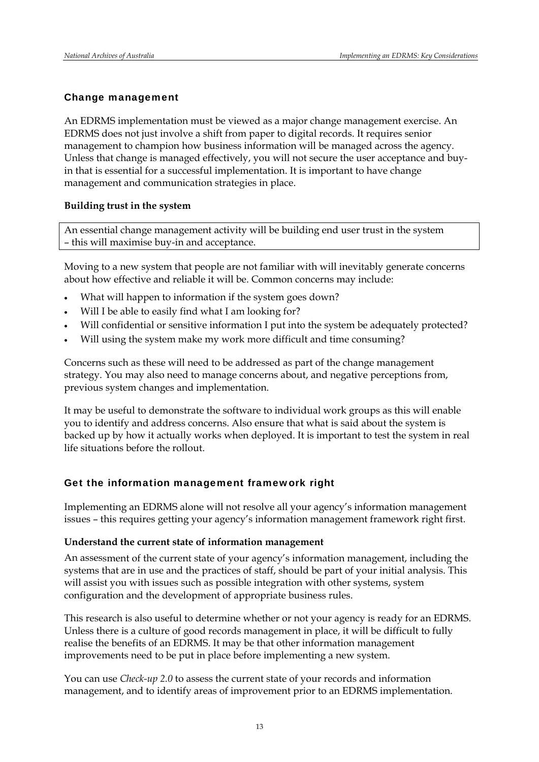## Change management

An EDRMS implementation must be viewed as a major change management exercise. An EDRMS does not just involve a shift from paper to digital records. It requires senior management to champion how business information will be managed across the agency. Unless that change is managed effectively, you will not secure the user acceptance and buy-in that is essential for a successful implementation. It is important to have change management and communication strategies in place.

### Building trust in the system

> An essential change management activity will be building end user trust in the system – this will maximise buy-in and acceptance.

Moving to a new system that people are not familiar with will inevitably generate concerns about how effective and reliable it will be. Common concerns may include:

- What will happen to information if the system goes down?
- Will I be able to easily find what I am looking for?
- Will confidential or sensitive information I put into the system be adequately protected?
- Will using the system make my work more difficult and time consuming?

Concerns such as these will need to be addressed as part of the change management strategy. You may also need to manage concerns about, and negative perceptions from, previous system changes and implementation.

It may be useful to demonstrate the software to individual work groups as this will enable you to identify and address concerns. Also ensure that what is said about the system is backed up by how it actually works when deployed. It is important to test the system in real life situations before the rollout.

## Get the information management framework right

Implementing an EDRMS alone will not resolve all your agency's information management issues – this requires getting your agency's information management framework right first.

### Understand the current state of information management

An assessment of the current state of your agency's information management, including the systems that are in use and the practices of staff, should be part of your initial analysis. This will assist you with issues such as possible integration with other systems, system configuration and the development of appropriate business rules.

This research is also useful to determine whether or not your agency is ready for an EDRMS. Unless there is a culture of good records management in place, it will be difficult to fully realise the benefits of an EDRMS. It may be that other information management improvements need to be put in place before implementing a new system.

You can use *Check-up 2.0* to assess the current state of your records and information management, and to identify areas of improvement prior to an EDRMS implementation.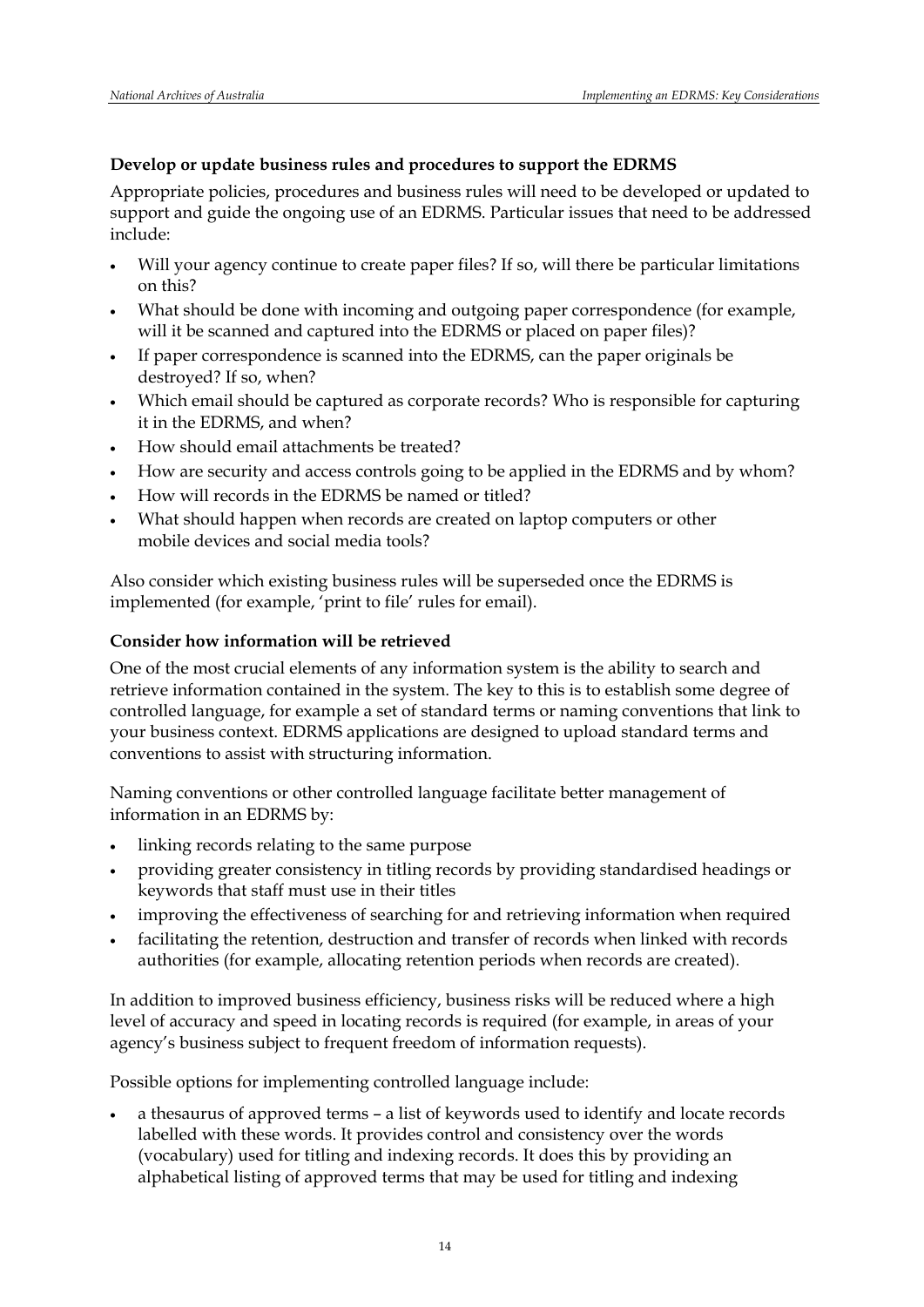**Develop or update business rules and procedures to support the EDRMS**

Appropriate policies, procedures and business rules will need to be developed or updated to support and guide the ongoing use of an EDRMS. Particular issues that need to be addressed include:

- Will your agency continue to create paper files? If so, will there be particular limitations on this?
- What should be done with incoming and outgoing paper correspondence (for example, will it be scanned and captured into the EDRMS or placed on paper files)?
- If paper correspondence is scanned into the EDRMS, can the paper originals be destroyed? If so, when?
- Which email should be captured as corporate records? Who is responsible for capturing it in the EDRMS, and when?
- How should email attachments be treated?
- How are security and access controls going to be applied in the EDRMS and by whom?
- How will records in the EDRMS be named or titled?
- What should happen when records are created on laptop computers or other mobile devices and social media tools?

Also consider which existing business rules will be superseded once the EDRMS is implemented (for example, 'print to file' rules for email).

**Consider how information will be retrieved**

One of the most crucial elements of any information system is the ability to search and retrieve information contained in the system. The key to this is to establish some degree of controlled language, for example a set of standard terms or naming conventions that link to your business context. EDRMS applications are designed to upload standard terms and conventions to assist with structuring information.

Naming conventions or other controlled language facilitate better management of information in an EDRMS by:

- linking records relating to the same purpose
- providing greater consistency in titling records by providing standardised headings or keywords that staff must use in their titles
- improving the effectiveness of searching for and retrieving information when required
- facilitating the retention, destruction and transfer of records when linked with records authorities (for example, allocating retention periods when records are created).

In addition to improved business efficiency, business risks will be reduced where a high level of accuracy and speed in locating records is required (for example, in areas of your agency's business subject to frequent freedom of information requests).

Possible options for implementing controlled language include:

- a thesaurus of approved terms – a list of keywords used to identify and locate records labelled with these words. It provides control and consistency over the words (vocabulary) used for titling and indexing records. It does this by providing an alphabetical listing of approved terms that may be used for titling and indexing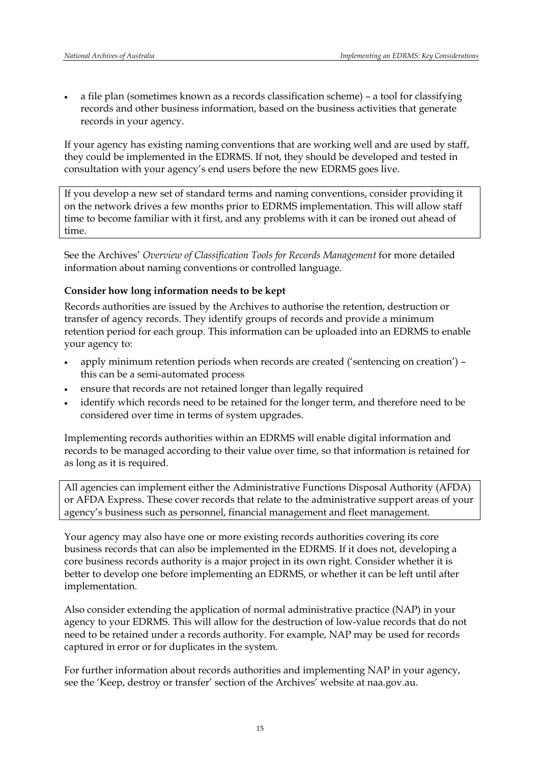- a file plan (sometimes known as a records classification scheme) – a tool for classifying records and other business information, based on the business activities that generate records in your agency.

If your agency has existing naming conventions that are working well and are used by staff, they could be implemented in the EDRMS. If not, they should be developed and tested in consultation with your agency's end users before the new EDRMS goes live.

> If you develop a new set of standard terms and naming conventions, consider providing it on the network drives a few months prior to EDRMS implementation. This will allow staff time to become familiar with it first, and any problems with it can be ironed out ahead of time.

See the Archives' *Overview of Classification Tools for Records Management* for more detailed information about naming conventions or controlled language.

**Consider how long information needs to be kept**

Records authorities are issued by the Archives to authorise the retention, destruction or transfer of agency records. They identify groups of records and provide a minimum retention period for each group. This information can be uploaded into an EDRMS to enable your agency to:

- apply minimum retention periods when records are created ('sentencing on creation') – this can be a semi-automated process
- ensure that records are not retained longer than legally required
- identify which records need to be retained for the longer term, and therefore need to be considered over time in terms of system upgrades.

Implementing records authorities within an EDRMS will enable digital information and records to be managed according to their value over time, so that information is retained for as long as it is required.

> All agencies can implement either the Administrative Functions Disposal Authority (AFDA) or AFDA Express. These cover records that relate to the administrative support areas of your agency's business such as personnel, financial management and fleet management.

Your agency may also have one or more existing records authorities covering its core business records that can also be implemented in the EDRMS. If it does not, developing a core business records authority is a major project in its own right. Consider whether it is better to develop one before implementing an EDRMS, or whether it can be left until after implementation.

Also consider extending the application of normal administrative practice (NAP) in your agency to your EDRMS. This will allow for the destruction of low-value records that do not need to be retained under a records authority. For example, NAP may be used for records captured in error or for duplicates in the system.

For further information about records authorities and implementing NAP in your agency, see the 'Keep, destroy or transfer' section of the Archives' website at naa.gov.au.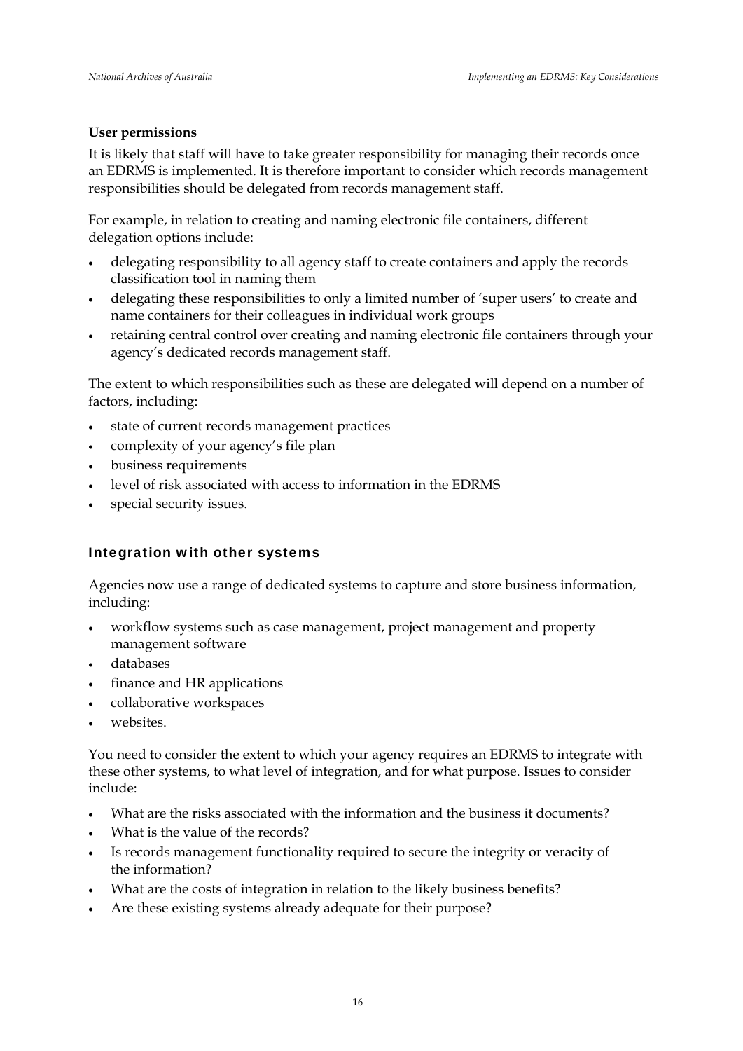**User permissions**

It is likely that staff will have to take greater responsibility for managing their records once an EDRMS is implemented. It is therefore important to consider which records management responsibilities should be delegated from records management staff.

For example, in relation to creating and naming electronic file containers, different delegation options include:

- delegating responsibility to all agency staff to create containers and apply the records classification tool in naming them
- delegating these responsibilities to only a limited number of 'super users' to create and name containers for their colleagues in individual work groups
- retaining central control over creating and naming electronic file containers through your agency's dedicated records management staff.

The extent to which responsibilities such as these are delegated will depend on a number of factors, including:

- state of current records management practices
- complexity of your agency's file plan
- business requirements
- level of risk associated with access to information in the EDRMS
- special security issues.

### Integration with other systems

Agencies now use a range of dedicated systems to capture and store business information, including:

- workflow systems such as case management, project management and property management software
- databases
- finance and HR applications
- collaborative workspaces
- websites.

You need to consider the extent to which your agency requires an EDRMS to integrate with these other systems, to what level of integration, and for what purpose. Issues to consider include:

- What are the risks associated with the information and the business it documents?
- What is the value of the records?
- Is records management functionality required to secure the integrity or veracity of the information?
- What are the costs of integration in relation to the likely business benefits?
- Are these existing systems already adequate for their purpose?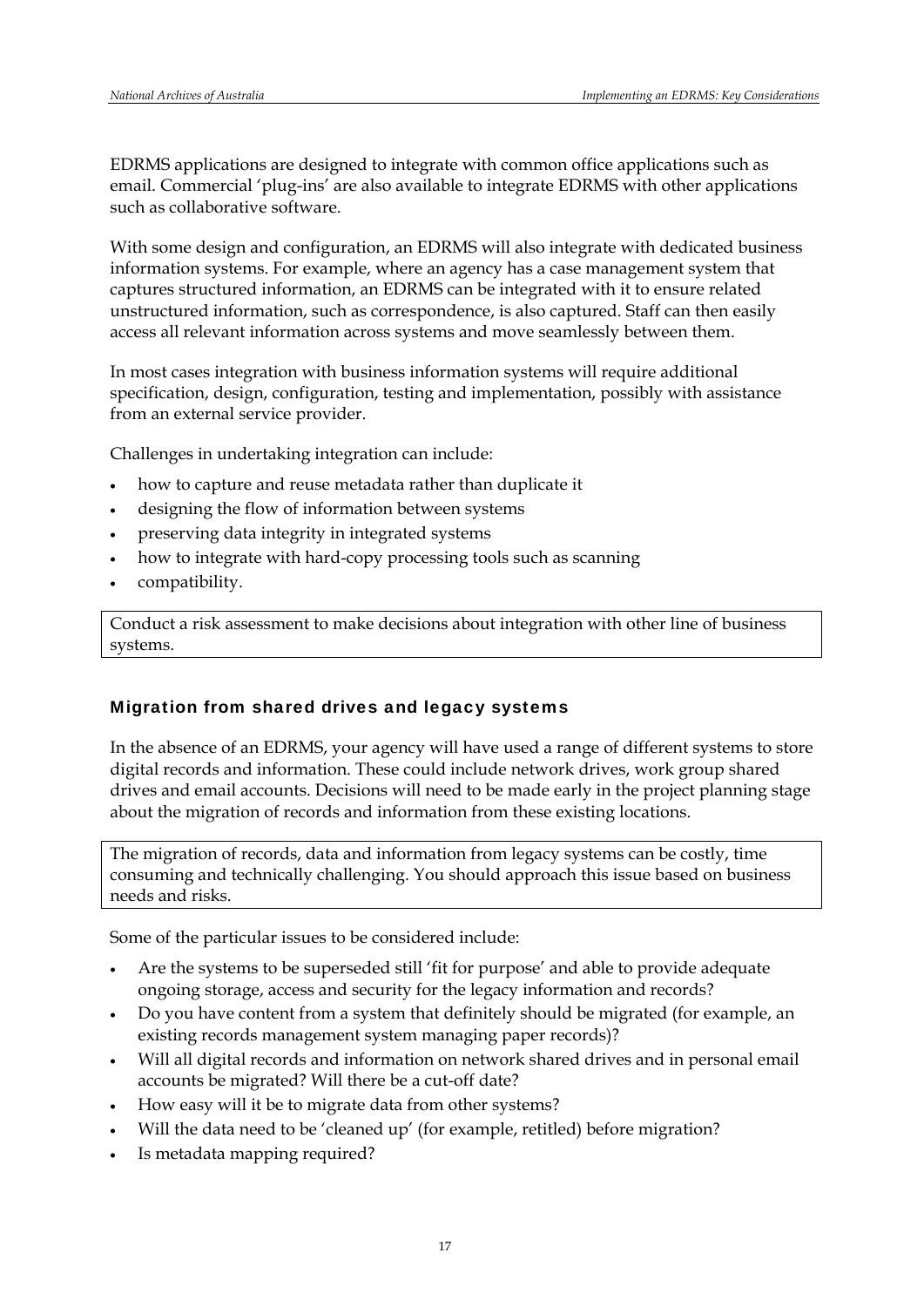EDRMS applications are designed to integrate with common office applications such as email. Commercial 'plug-ins' are also available to integrate EDRMS with other applications such as collaborative software.

With some design and configuration, an EDRMS will also integrate with dedicated business information systems. For example, where an agency has a case management system that captures structured information, an EDRMS can be integrated with it to ensure related unstructured information, such as correspondence, is also captured. Staff can then easily access all relevant information across systems and move seamlessly between them.

In most cases integration with business information systems will require additional specification, design, configuration, testing and implementation, possibly with assistance from an external service provider.

Challenges in undertaking integration can include:

- how to capture and reuse metadata rather than duplicate it
- designing the flow of information between systems
- preserving data integrity in integrated systems
- how to integrate with hard-copy processing tools such as scanning
- compatibility.

Conduct a risk assessment to make decisions about integration with other line of business systems.

### Migration from shared drives and legacy systems

In the absence of an EDRMS, your agency will have used a range of different systems to store digital records and information. These could include network drives, work group shared drives and email accounts. Decisions will need to be made early in the project planning stage about the migration of records and information from these existing locations.

The migration of records, data and information from legacy systems can be costly, time consuming and technically challenging. You should approach this issue based on business needs and risks.

Some of the particular issues to be considered include:

- Are the systems to be superseded still 'fit for purpose' and able to provide adequate ongoing storage, access and security for the legacy information and records?
- Do you have content from a system that definitely should be migrated (for example, an existing records management system managing paper records)?
- Will all digital records and information on network shared drives and in personal email accounts be migrated? Will there be a cut-off date?
- How easy will it be to migrate data from other systems?
- Will the data need to be 'cleaned up' (for example, retitled) before migration?
- Is metadata mapping required?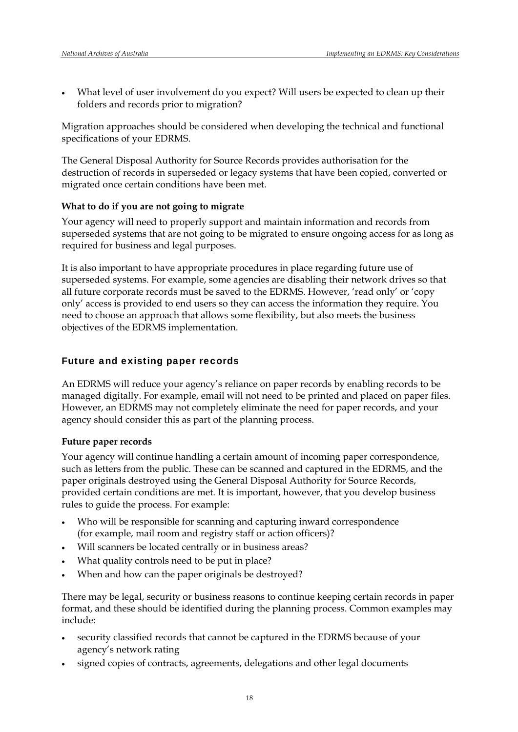- What level of user involvement do you expect? Will users be expected to clean up their folders and records prior to migration?

Migration approaches should be considered when developing the technical and functional specifications of your EDRMS.

The General Disposal Authority for Source Records provides authorisation for the destruction of records in superseded or legacy systems that have been copied, converted or migrated once certain conditions have been met.

**What to do if you are not going to migrate**

Your agency will need to properly support and maintain information and records from superseded systems that are not going to be migrated to ensure ongoing access for as long as required for business and legal purposes.

It is also important to have appropriate procedures in place regarding future use of superseded systems. For example, some agencies are disabling their network drives so that all future corporate records must be saved to the EDRMS. However, 'read only' or 'copy only' access is provided to end users so they can access the information they require. You need to choose an approach that allows some flexibility, but also meets the business objectives of the EDRMS implementation.

## Future and existing paper records

An EDRMS will reduce your agency's reliance on paper records by enabling records to be managed digitally. For example, email will not need to be printed and placed on paper files. However, an EDRMS may not completely eliminate the need for paper records, and your agency should consider this as part of the planning process.

**Future paper records**

Your agency will continue handling a certain amount of incoming paper correspondence, such as letters from the public. These can be scanned and captured in the EDRMS, and the paper originals destroyed using the General Disposal Authority for Source Records, provided certain conditions are met. It is important, however, that you develop business rules to guide the process. For example:

- Who will be responsible for scanning and capturing inward correspondence (for example, mail room and registry staff or action officers)?
- Will scanners be located centrally or in business areas?
- What quality controls need to be put in place?
- When and how can the paper originals be destroyed?

There may be legal, security or business reasons to continue keeping certain records in paper format, and these should be identified during the planning process. Common examples may include:

- security classified records that cannot be captured in the EDRMS because of your agency's network rating
- signed copies of contracts, agreements, delegations and other legal documents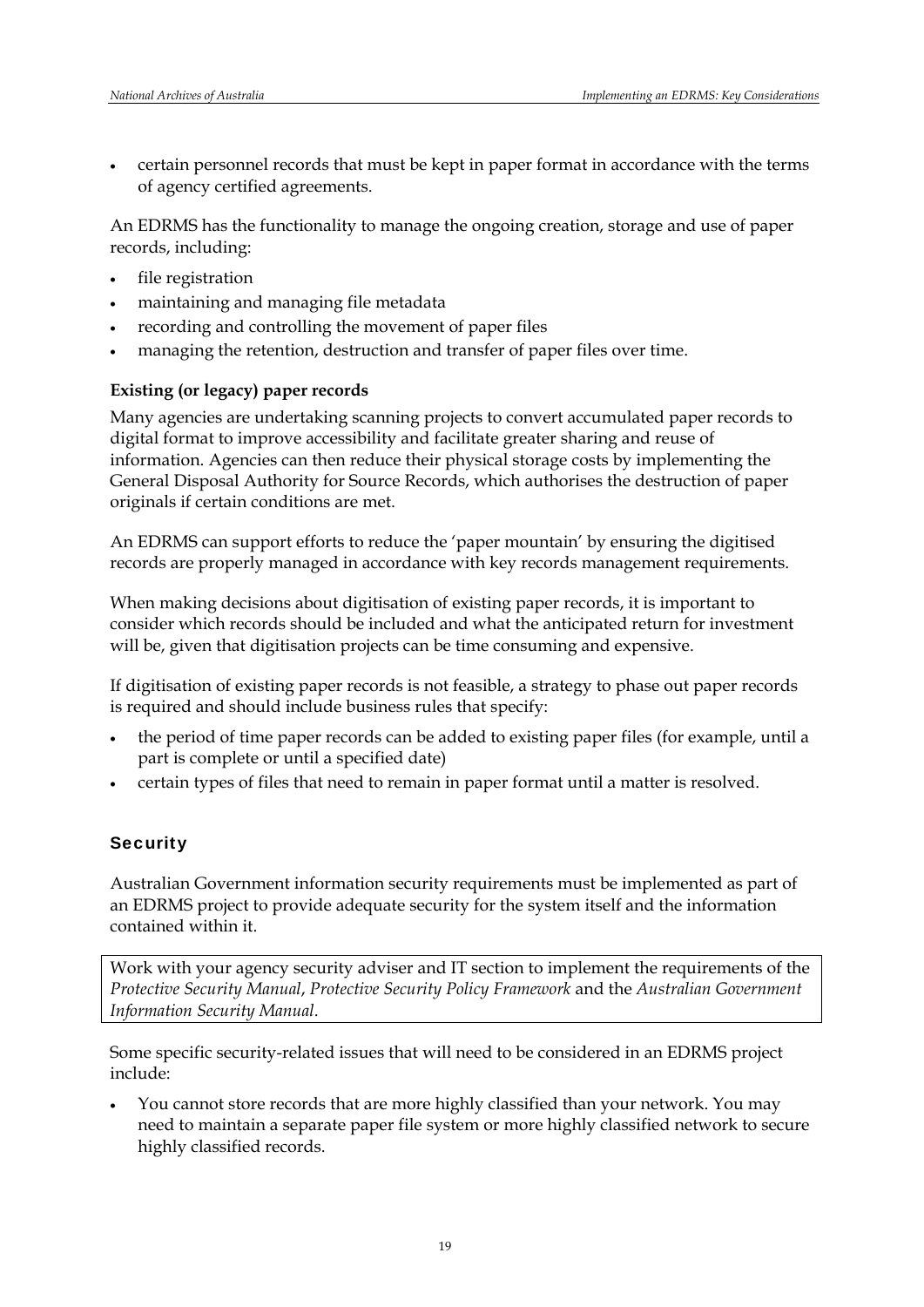- certain personnel records that must be kept in paper format in accordance with the terms of agency certified agreements.

An EDRMS has the functionality to manage the ongoing creation, storage and use of paper records, including:

- file registration
- maintaining and managing file metadata
- recording and controlling the movement of paper files
- managing the retention, destruction and transfer of paper files over time.

**Existing (or legacy) paper records**

Many agencies are undertaking scanning projects to convert accumulated paper records to digital format to improve accessibility and facilitate greater sharing and reuse of information. Agencies can then reduce their physical storage costs by implementing the General Disposal Authority for Source Records, which authorises the destruction of paper originals if certain conditions are met.

An EDRMS can support efforts to reduce the 'paper mountain' by ensuring the digitised records are properly managed in accordance with key records management requirements.

When making decisions about digitisation of existing paper records, it is important to consider which records should be included and what the anticipated return for investment will be, given that digitisation projects can be time consuming and expensive.

If digitisation of existing paper records is not feasible, a strategy to phase out paper records is required and should include business rules that specify:

- the period of time paper records can be added to existing paper files (for example, until a part is complete or until a specified date)
- certain types of files that need to remain in paper format until a matter is resolved.

## Security

Australian Government information security requirements must be implemented as part of an EDRMS project to provide adequate security for the system itself and the information contained within it.

Work with your agency security adviser and IT section to implement the requirements of the *Protective Security Manual*, *Protective Security Policy Framework* and the *Australian Government Information Security Manual*.

Some specific security-related issues that will need to be considered in an EDRMS project include:

- You cannot store records that are more highly classified than your network. You may need to maintain a separate paper file system or more highly classified network to secure highly classified records.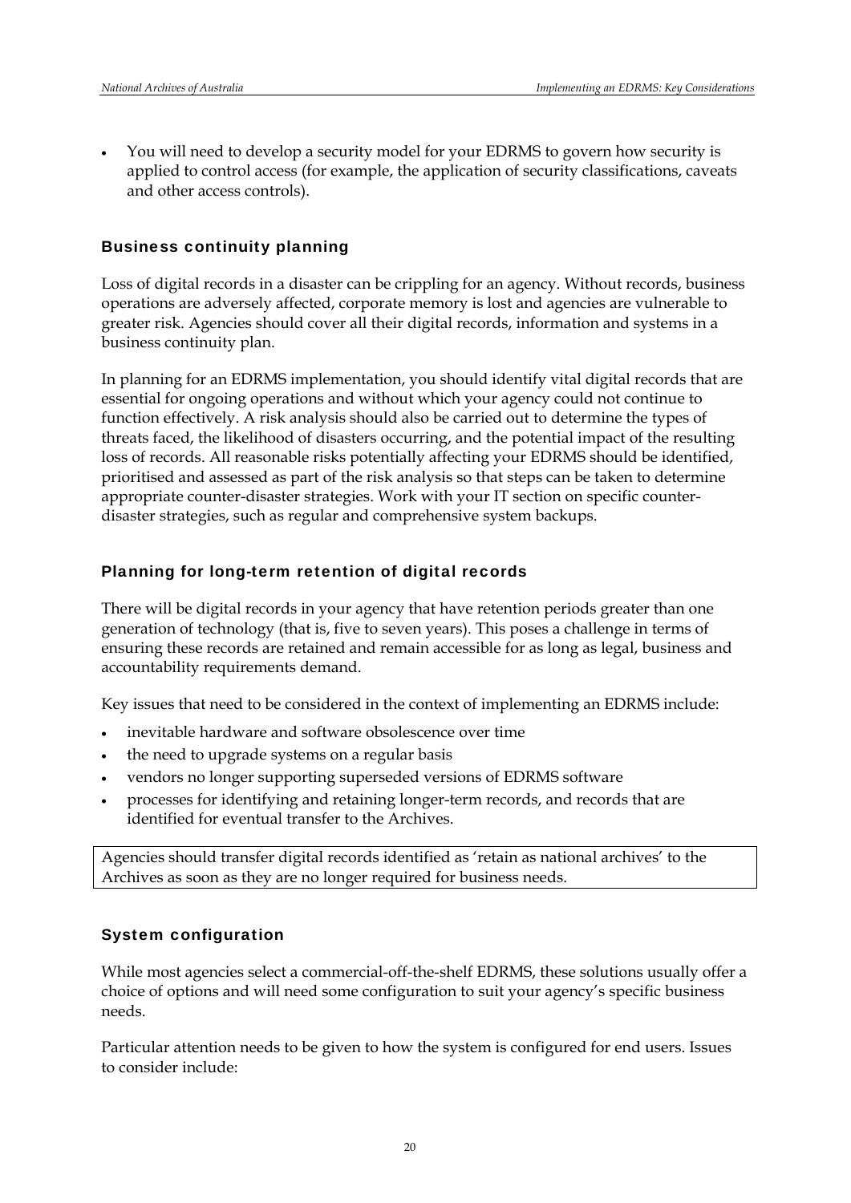- You will need to develop a security model for your EDRMS to govern how security is applied to control access (for example, the application of security classifications, caveats and other access controls).

### Business continuity planning

Loss of digital records in a disaster can be crippling for an agency. Without records, business operations are adversely affected, corporate memory is lost and agencies are vulnerable to greater risk. Agencies should cover all their digital records, information and systems in a business continuity plan.

In planning for an EDRMS implementation, you should identify vital digital records that are essential for ongoing operations and without which your agency could not continue to function effectively. A risk analysis should also be carried out to determine the types of threats faced, the likelihood of disasters occurring, and the potential impact of the resulting loss of records. All reasonable risks potentially affecting your EDRMS should be identified, prioritised and assessed as part of the risk analysis so that steps can be taken to determine appropriate counter-disaster strategies. Work with your IT section on specific counter-disaster strategies, such as regular and comprehensive system backups.

### Planning for long-term retention of digital records

There will be digital records in your agency that have retention periods greater than one generation of technology (that is, five to seven years). This poses a challenge in terms of ensuring these records are retained and remain accessible for as long as legal, business and accountability requirements demand.

Key issues that need to be considered in the context of implementing an EDRMS include:

- inevitable hardware and software obsolescence over time
- the need to upgrade systems on a regular basis
- vendors no longer supporting superseded versions of EDRMS software
- processes for identifying and retaining longer-term records, and records that are identified for eventual transfer to the Archives.

Agencies should transfer digital records identified as 'retain as national archives' to the Archives as soon as they are no longer required for business needs.

### System configuration

While most agencies select a commercial-off-the-shelf EDRMS, these solutions usually offer a choice of options and will need some configuration to suit your agency's specific business needs.

Particular attention needs to be given to how the system is configured for end users. Issues to consider include: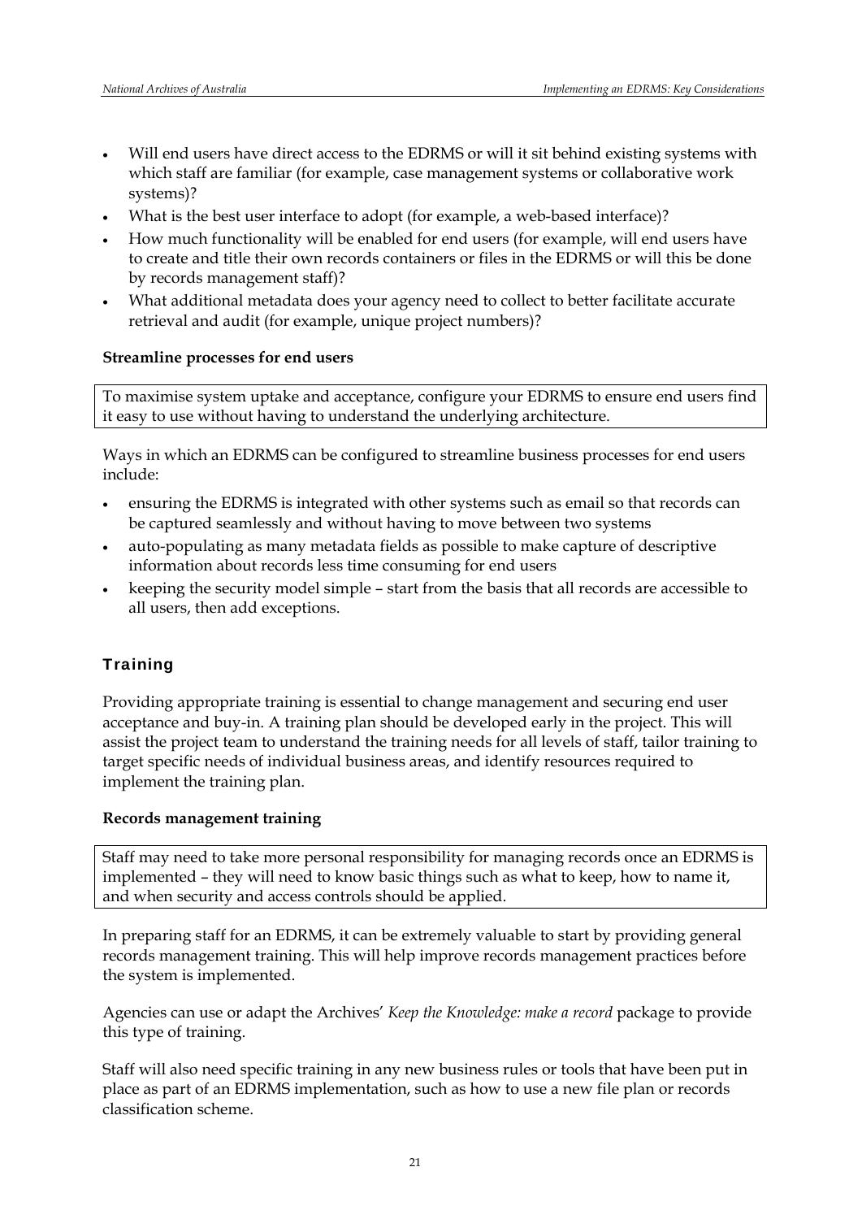- Will end users have direct access to the EDRMS or will it sit behind existing systems with which staff are familiar (for example, case management systems or collaborative work systems)?
- What is the best user interface to adopt (for example, a web-based interface)?
- How much functionality will be enabled for end users (for example, will end users have to create and title their own records containers or files in the EDRMS or will this be done by records management staff)?
- What additional metadata does your agency need to collect to better facilitate accurate retrieval and audit (for example, unique project numbers)?

**Streamline processes for end users**

> To maximise system uptake and acceptance, configure your EDRMS to ensure end users find it easy to use without having to understand the underlying architecture.

Ways in which an EDRMS can be configured to streamline business processes for end users include:

- ensuring the EDRMS is integrated with other systems such as email so that records can be captured seamlessly and without having to move between two systems
- auto-populating as many metadata fields as possible to make capture of descriptive information about records less time consuming for end users
- keeping the security model simple – start from the basis that all records are accessible to all users, then add exceptions.

## Training

Providing appropriate training is essential to change management and securing end user acceptance and buy-in. A training plan should be developed early in the project. This will assist the project team to understand the training needs for all levels of staff, tailor training to target specific needs of individual business areas, and identify resources required to implement the training plan.

**Records management training**

> Staff may need to take more personal responsibility for managing records once an EDRMS is implemented – they will need to know basic things such as what to keep, how to name it, and when security and access controls should be applied.

In preparing staff for an EDRMS, it can be extremely valuable to start by providing general records management training. This will help improve records management practices before the system is implemented.

Agencies can use or adapt the Archives' *Keep the Knowledge: make a record* package to provide this type of training.

Staff will also need specific training in any new business rules or tools that have been put in place as part of an EDRMS implementation, such as how to use a new file plan or records classification scheme.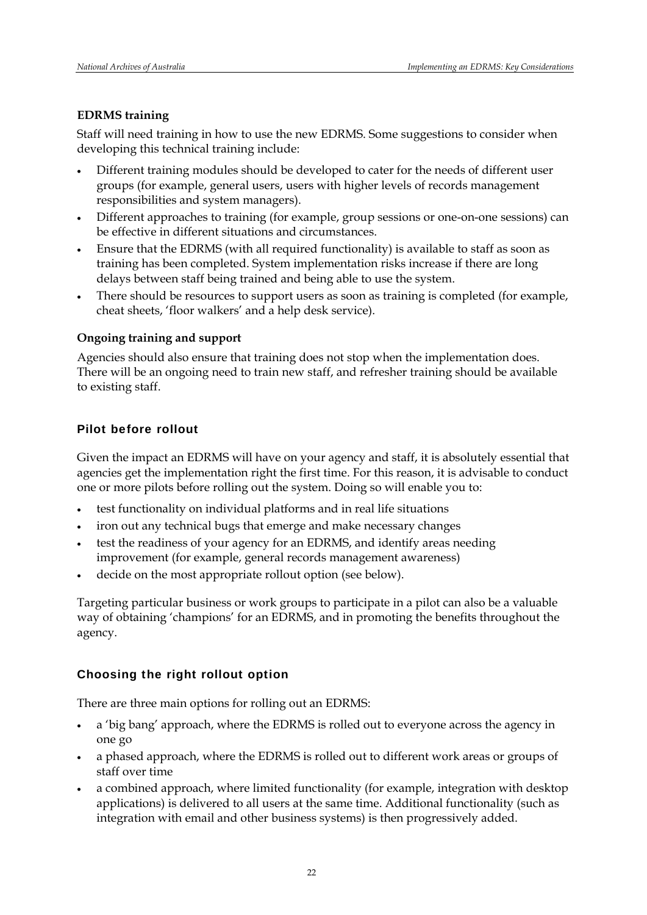### EDRMS training

Staff will need training in how to use the new EDRMS. Some suggestions to consider when developing this technical training include:

- Different training modules should be developed to cater for the needs of different user groups (for example, general users, users with higher levels of records management responsibilities and system managers).
- Different approaches to training (for example, group sessions or one-on-one sessions) can be effective in different situations and circumstances.
- Ensure that the EDRMS (with all required functionality) is available to staff as soon as training has been completed. System implementation risks increase if there are long delays between staff being trained and being able to use the system.
- There should be resources to support users as soon as training is completed (for example, cheat sheets, 'floor walkers' and a help desk service).

### Ongoing training and support

Agencies should also ensure that training does not stop when the implementation does. There will be an ongoing need to train new staff, and refresher training should be available to existing staff.

## Pilot before rollout

Given the impact an EDRMS will have on your agency and staff, it is absolutely essential that agencies get the implementation right the first time. For this reason, it is advisable to conduct one or more pilots before rolling out the system. Doing so will enable you to:

- test functionality on individual platforms and in real life situations
- iron out any technical bugs that emerge and make necessary changes
- test the readiness of your agency for an EDRMS, and identify areas needing improvement (for example, general records management awareness)
- decide on the most appropriate rollout option (see below).

Targeting particular business or work groups to participate in a pilot can also be a valuable way of obtaining 'champions' for an EDRMS, and in promoting the benefits throughout the agency.

## Choosing the right rollout option

There are three main options for rolling out an EDRMS:

- a 'big bang' approach, where the EDRMS is rolled out to everyone across the agency in one go
- a phased approach, where the EDRMS is rolled out to different work areas or groups of staff over time
- a combined approach, where limited functionality (for example, integration with desktop applications) is delivered to all users at the same time. Additional functionality (such as integration with email and other business systems) is then progressively added.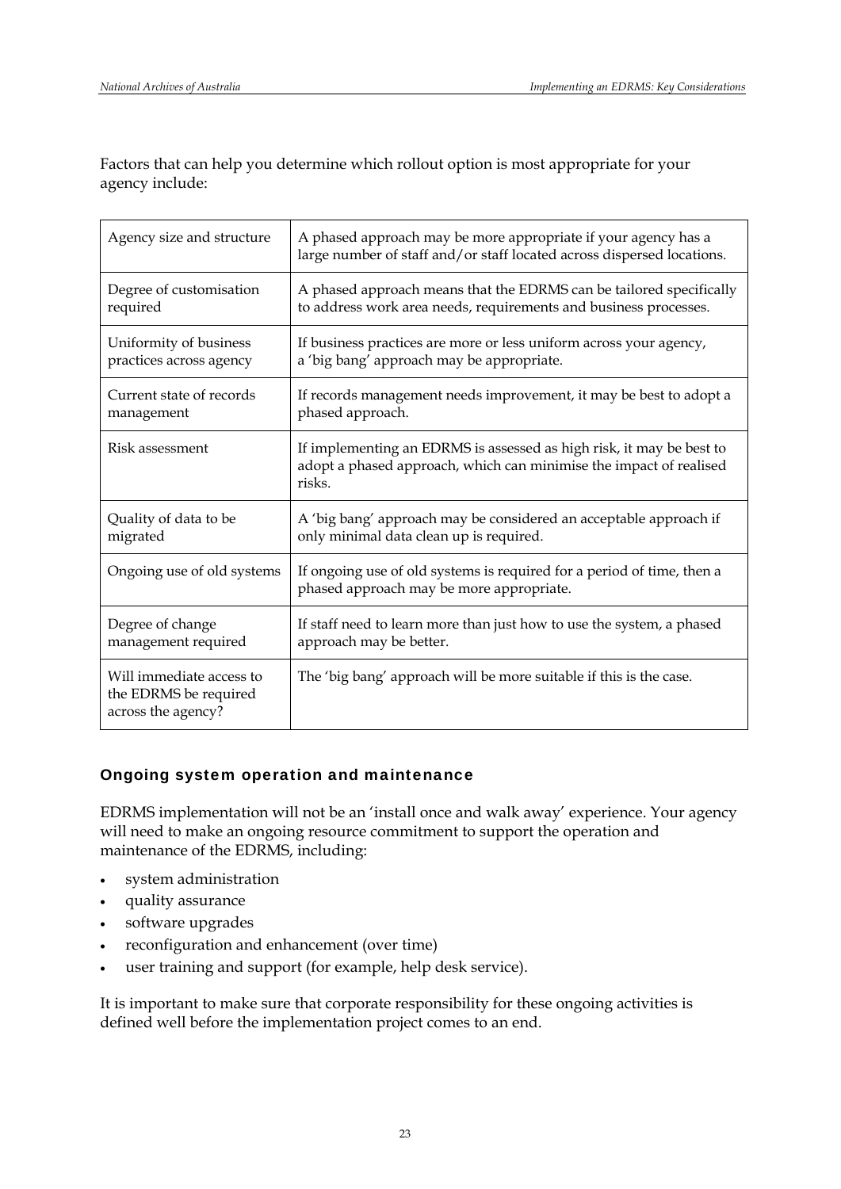Factors that can help you determine which rollout option is most appropriate for your agency include:

| | |
|---|---|
| Agency size and structure | A phased approach may be more appropriate if your agency has a large number of staff and/or staff located across dispersed locations. |
| Degree of customisation required | A phased approach means that the EDRMS can be tailored specifically to address work area needs, requirements and business processes. |
| Uniformity of business practices across agency | If business practices are more or less uniform across your agency, a 'big bang' approach may be appropriate. |
| Current state of records management | If records management needs improvement, it may be best to adopt a phased approach. |
| Risk assessment | If implementing an EDRMS is assessed as high risk, it may be best to adopt a phased approach, which can minimise the impact of realised risks. |
| Quality of data to be migrated | A 'big bang' approach may be considered an acceptable approach if only minimal data clean up is required. |
| Ongoing use of old systems | If ongoing use of old systems is required for a period of time, then a phased approach may be more appropriate. |
| Degree of change management required | If staff need to learn more than just how to use the system, a phased approach may be better. |
| Will immediate access to the EDRMS be required across the agency? | The 'big bang' approach will be more suitable if this is the case. |

### Ongoing system operation and maintenance

EDRMS implementation will not be an 'install once and walk away' experience. Your agency will need to make an ongoing resource commitment to support the operation and maintenance of the EDRMS, including:

- system administration
- quality assurance
- software upgrades
- reconfiguration and enhancement (over time)
- user training and support (for example, help desk service).

It is important to make sure that corporate responsibility for these ongoing activities is defined well before the implementation project comes to an end.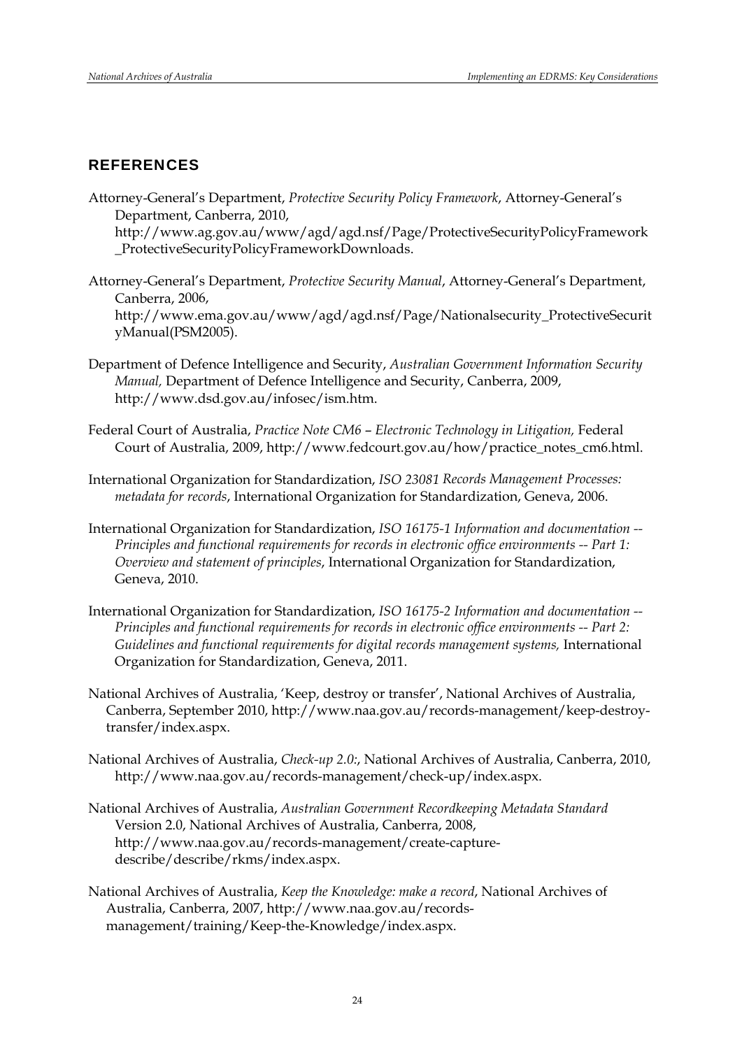## REFERENCES

Attorney-General's Department, *Protective Security Policy Framework*, Attorney-General's Department, Canberra, 2010, http://www.ag.gov.au/www/agd/agd.nsf/Page/ProtectiveSecurityPolicyFramework_ProtectiveSecurityPolicyFrameworkDownloads.

Attorney-General's Department, *Protective Security Manual*, Attorney-General's Department, Canberra, 2006, http://www.ema.gov.au/www/agd/agd.nsf/Page/Nationalsecurity_ProtectiveSecurityManual(PSM2005).

Department of Defence Intelligence and Security, *Australian Government Information Security Manual,* Department of Defence Intelligence and Security, Canberra, 2009, http://www.dsd.gov.au/infosec/ism.htm.

Federal Court of Australia, *Practice Note CM6 – Electronic Technology in Litigation,* Federal Court of Australia, 2009, http://www.fedcourt.gov.au/how/practice_notes_cm6.html.

International Organization for Standardization, *ISO 23081 Records Management Processes: metadata for records*, International Organization for Standardization, Geneva, 2006.

International Organization for Standardization, *ISO 16175-1 Information and documentation -- Principles and functional requirements for records in electronic office environments -- Part 1: Overview and statement of principles*, International Organization for Standardization, Geneva, 2010.

International Organization for Standardization, *ISO 16175-2 Information and documentation -- Principles and functional requirements for records in electronic office environments -- Part 2: Guidelines and functional requirements for digital records management systems,* International Organization for Standardization, Geneva, 2011.

National Archives of Australia, 'Keep, destroy or transfer', National Archives of Australia, Canberra, September 2010, http://www.naa.gov.au/records-management/keep-destroy-transfer/index.aspx.

National Archives of Australia, *Check-up 2.0:*, National Archives of Australia, Canberra, 2010, http://www.naa.gov.au/records-management/check-up/index.aspx.

National Archives of Australia, *Australian Government Recordkeeping Metadata Standard* Version 2.0, National Archives of Australia, Canberra, 2008, http://www.naa.gov.au/records-management/create-capture-describe/describe/rkms/index.aspx.

National Archives of Australia, *Keep the Knowledge: make a record*, National Archives of Australia, Canberra, 2007, http://www.naa.gov.au/records-management/training/Keep-the-Knowledge/index.aspx.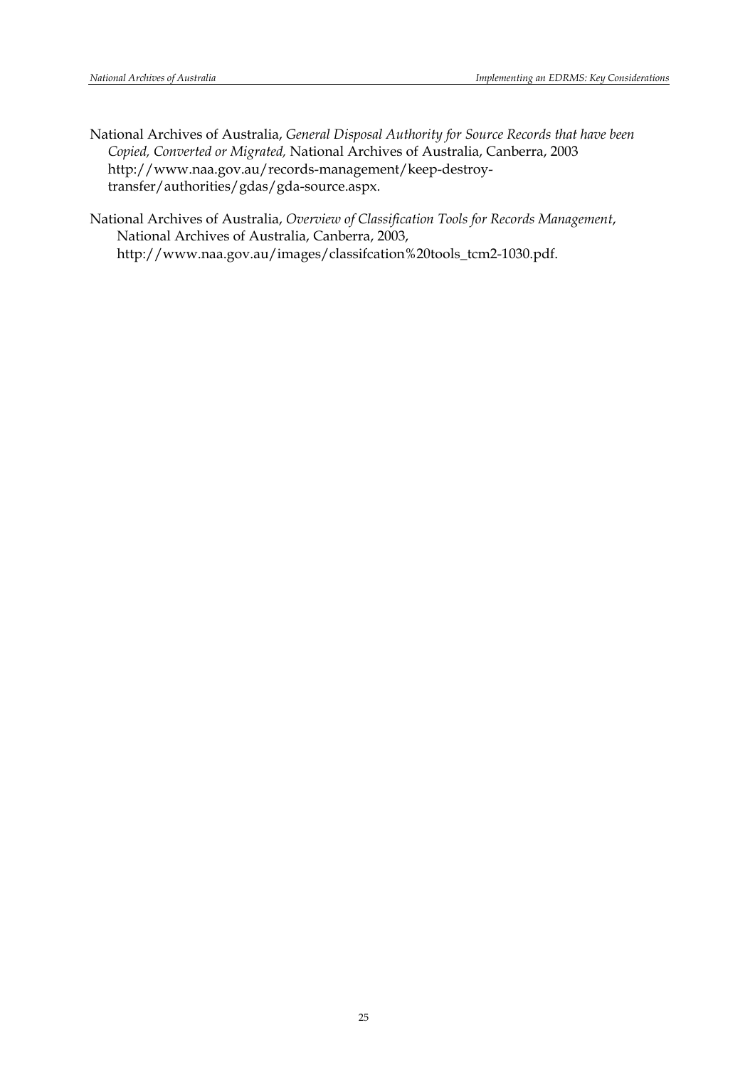National Archives of Australia, *General Disposal Authority for Source Records that have been Copied, Converted or Migrated,* National Archives of Australia, Canberra, 2003 http://www.naa.gov.au/records-management/keep-destroy-transfer/authorities/gdas/gda-source.aspx.

National Archives of Australia, *Overview of Classification Tools for Records Management*, National Archives of Australia, Canberra, 2003, http://www.naa.gov.au/images/classifcation%20tools_tcm2-1030.pdf.